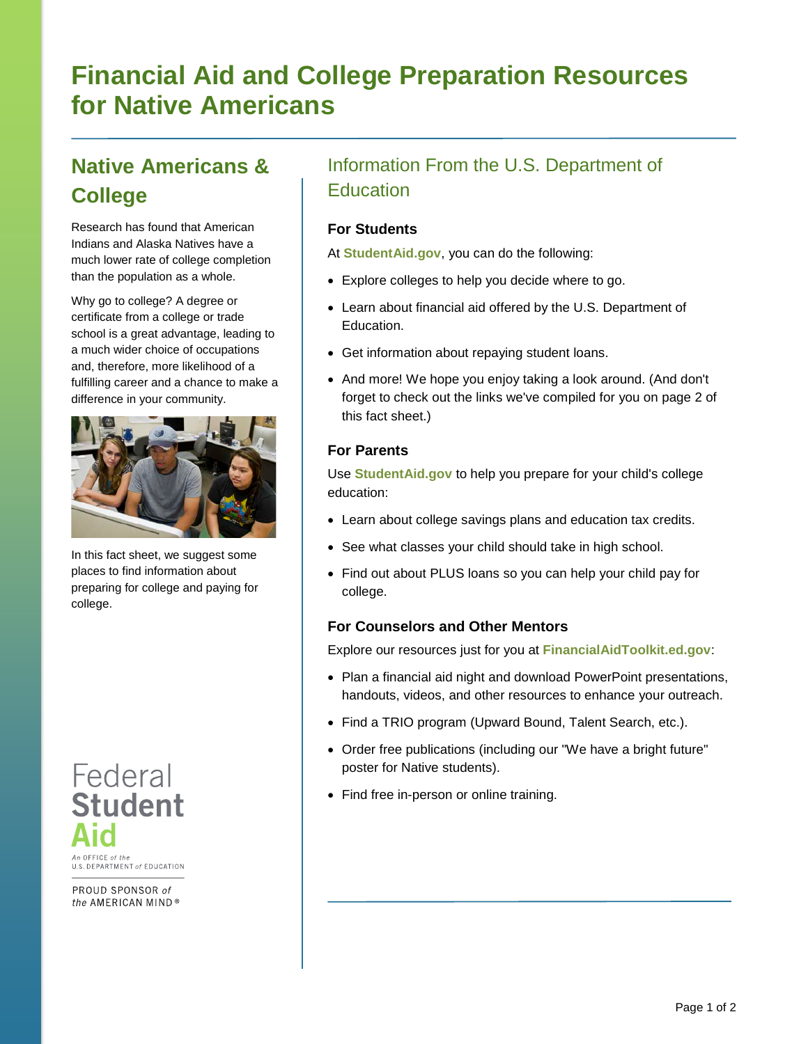# Financial Aid and College Preparation Resources for Native Americans

## Native Americans & College

Research has found that American Indians and Alaska Natives have a much lower rate of college completion than the population as a whole.

Why go to college? A degree or certificate from a college or trade school is a great advantage, leading to a much wider choice of occupations and, therefore, more likelihood of a fulfilling career and a chance to make a difference in your community.

In this fact sheet, we suggest some places to find information about preparing for college and paying for college.

Federal Student Aid

An OFFICE *of the* U.S. DEPARTMENT *of* EDUCATION

PROUD SPONSOR *of the* AMERICAN MIND®

## Information From the U.S. Department of Education

### For Students

At **StudentAid.gov**, you can do the following:

- Explore colleges to help you decide where to go.
- Learn about financial aid offered by the U.S. Department of Education.
- Get information about repaying student loans.
- And more! We hope you enjoy taking a look around. (And don't forget to check out the links we've compiled for you on page 2 of this fact sheet.)

### For Parents

Use **StudentAid.gov** to help you prepare for your child's college education:

- Learn about college savings plans and education tax credits.
- See what classes your child should take in high school.
- Find out about PLUS loans so you can help your child pay for college.

### For Counselors and Other Mentors

Explore our resources just for you at **FinancialAidToolkit.ed.gov**:

- Plan a financial aid night and download PowerPoint presentations, handouts, videos, and other resources to enhance your outreach.
- Find a TRIO program (Upward Bound, Talent Search, etc.).
- Order free publications (including our "We have a bright future" poster for Native students).
- Find free in-person or online training.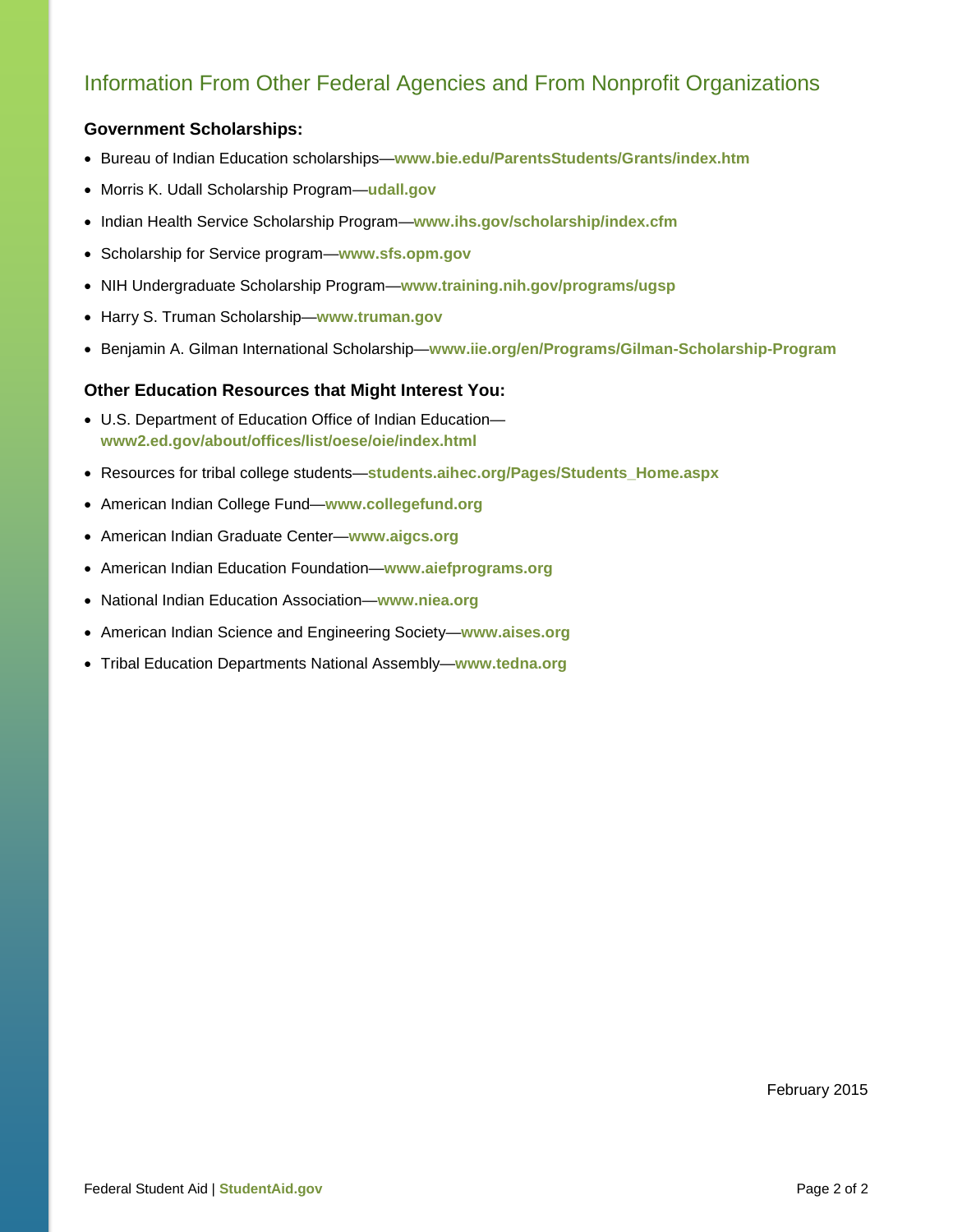## Information From Other Federal Agencies and From Nonprofit Organizations

**Government Scholarships:**

- Bureau of Indian Education scholarships—**www.bie.edu/ParentsStudents/Grants/index.htm**
- Morris K. Udall Scholarship Program—**udall.gov**
- Indian Health Service Scholarship Program—**www.ihs.gov/scholarship/index.cfm**
- Scholarship for Service program—**www.sfs.opm.gov**
- NIH Undergraduate Scholarship Program—**www.training.nih.gov/programs/ugsp**
- Harry S. Truman Scholarship—**www.truman.gov**
- Benjamin A. Gilman International Scholarship—**www.iie.org/en/Programs/Gilman-Scholarship-Program**

**Other Education Resources that Might Interest You:**

- U.S. Department of Education Office of Indian Education—**www2.ed.gov/about/offices/list/oese/oie/index.html**
- Resources for tribal college students—**students.aihec.org/Pages/Students_Home.aspx**
- American Indian College Fund—**www.collegefund.org**
- American Indian Graduate Center—**www.aigcs.org**
- American Indian Education Foundation—**www.aiefprograms.org**
- National Indian Education Association—**www.niea.org**
- American Indian Science and Engineering Society—**www.aises.org**
- Tribal Education Departments National Assembly—**www.tedna.org**

February 2015